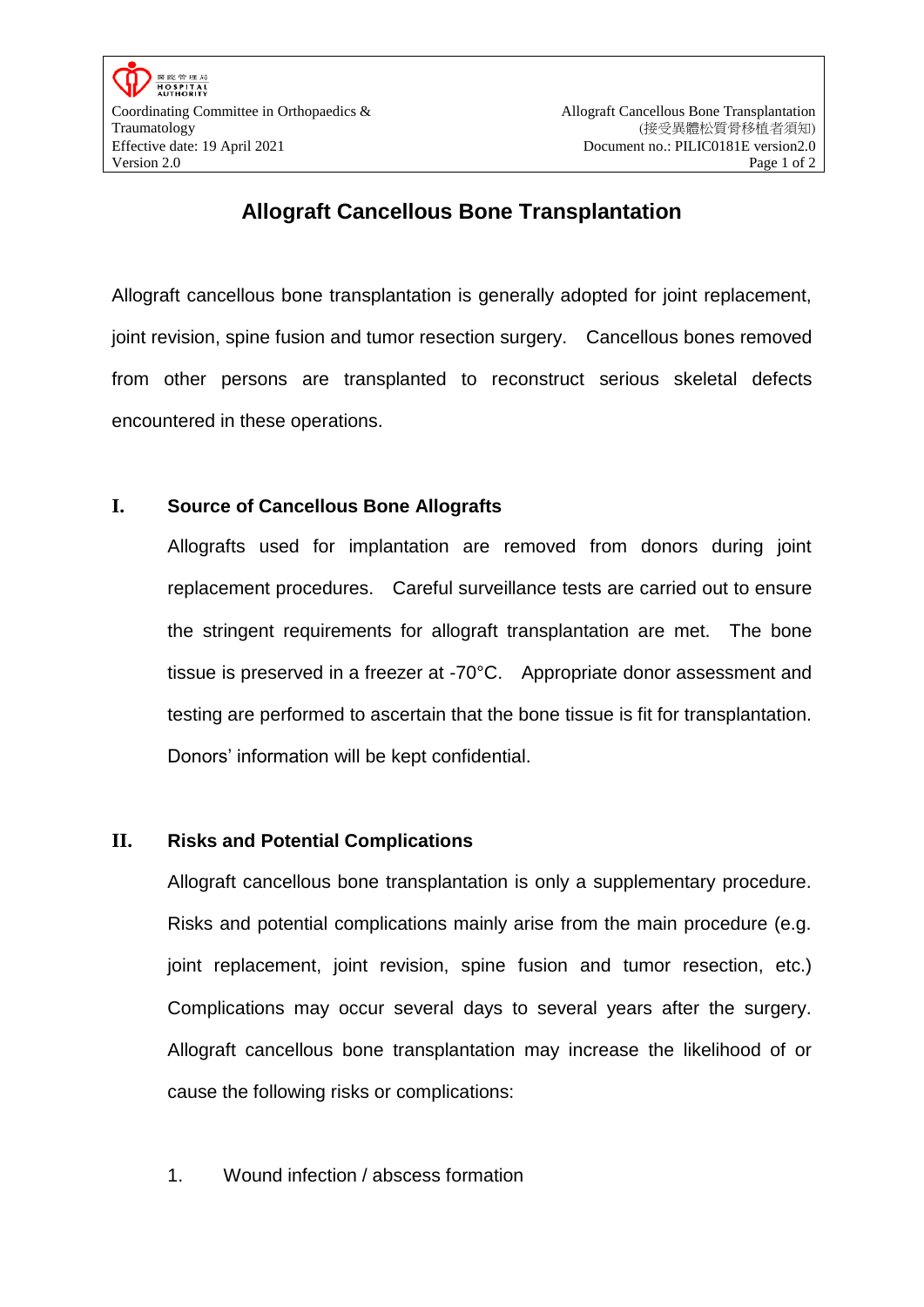# Allograft Cancellous Bone Transplantation

Allograft cancellous bone transplantation is generally adopted for joint replacement, joint revision, spine fusion and tumor resection surgery. Cancellous bones removed from other persons are transplanted to reconstruct serious skeletal defects encountered in these operations.

## I. Source of Cancellous Bone Allografts

Allografts used for implantation are removed from donors during joint replacement procedures. Careful surveillance tests are carried out to ensure the stringent requirements for allograft transplantation are met. The bone tissue is preserved in a freezer at -70°C. Appropriate donor assessment and testing are performed to ascertain that the bone tissue is fit for transplantation. Donors' information will be kept confidential.

## II. Risks and Potential Complications

Allograft cancellous bone transplantation is only a supplementary procedure. Risks and potential complications mainly arise from the main procedure (e.g. joint replacement, joint revision, spine fusion and tumor resection, etc.) Complications may occur several days to several years after the surgery. Allograft cancellous bone transplantation may increase the likelihood of or cause the following risks or complications:

1. Wound infection / abscess formation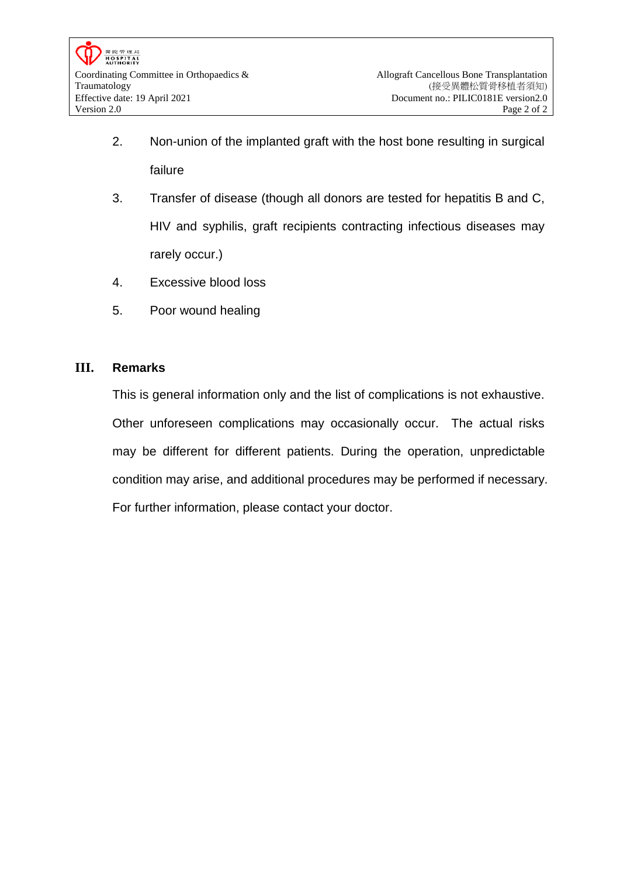2. Non-union of the implanted graft with the host bone resulting in surgical failure
3. Transfer of disease (though all donors are tested for hepatitis B and C, HIV and syphilis, graft recipients contracting infectious diseases may rarely occur.)
4. Excessive blood loss
5. Poor wound healing

## III. Remarks

This is general information only and the list of complications is not exhaustive. Other unforeseen complications may occasionally occur. The actual risks may be different for different patients. During the operation, unpredictable condition may arise, and additional procedures may be performed if necessary. For further information, please contact your doctor.